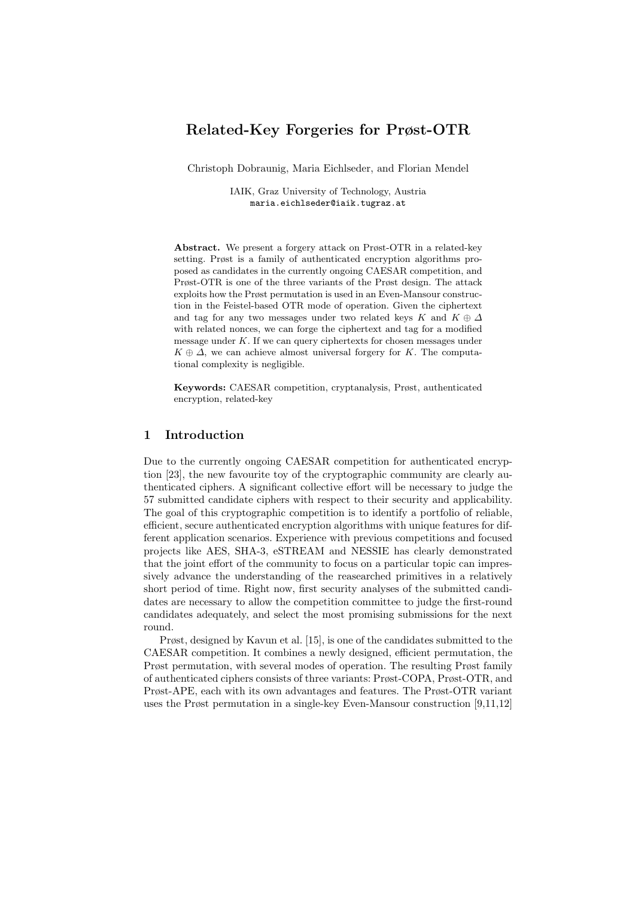# Related-Key Forgeries for Prøst-OTR

Christoph Dobraunig, Maria Eichlseder, and Florian Mendel

IAIK, Graz University of Technology, Austria
maria.eichlseder@iaik.tugraz.at

**Abstract.** We present a forgery attack on Prøst-OTR in a related-key setting. Prøst is a family of authenticated encryption algorithms proposed as candidates in the currently ongoing CAESAR competition, and Prøst-OTR is one of the three variants of the Prøst design. The attack exploits how the Prøst permutation is used in an Even-Mansour construction in the Feistel-based OTR mode of operation. Given the ciphertext and tag for any two messages under two related keys $K$ and $K \oplus \Delta$ with related nonces, we can forge the ciphertext and tag for a modified message under $K$. If we can query ciphertexts for chosen messages under $K \oplus \Delta$, we can achieve almost universal forgery for $K$. The computational complexity is negligible.

**Keywords:** CAESAR competition, cryptanalysis, Prøst, authenticated encryption, related-key

## 1 Introduction

Due to the currently ongoing CAESAR competition for authenticated encryption [23], the new favourite toy of the cryptographic community are clearly authenticated ciphers. A significant collective effort will be necessary to judge the 57 submitted candidate ciphers with respect to their security and applicability. The goal of this cryptographic competition is to identify a portfolio of reliable, efficient, secure authenticated encryption algorithms with unique features for different application scenarios. Experience with previous competitions and focused projects like AES, SHA-3, eSTREAM and NESSIE has clearly demonstrated that the joint effort of the community to focus on a particular topic can impressively advance the understanding of the reasearched primitives in a relatively short period of time. Right now, first security analyses of the submitted candidates are necessary to allow the competition committee to judge the first-round candidates adequately, and select the most promising submissions for the next round.

Prøst, designed by Kavun et al. [15], is one of the candidates submitted to the CAESAR competition. It combines a newly designed, efficient permutation, the Prøst permutation, with several modes of operation. The resulting Prøst family of authenticated ciphers consists of three variants: Prøst-COPA, Prøst-OTR, and Prøst-APE, each with its own advantages and features. The Prøst-OTR variant uses the Prøst permutation in a single-key Even-Mansour construction [9,11,12]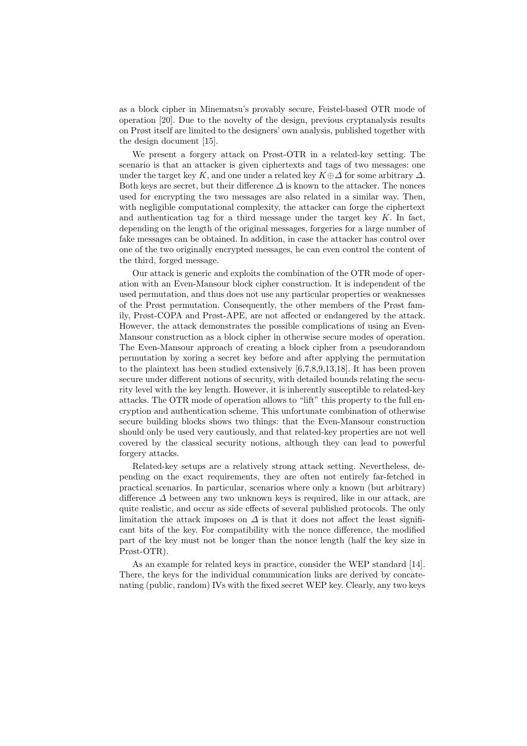as a block cipher in Minematsu's provably secure, Feistel-based OTR mode of operation [20]. Due to the novelty of the design, previous cryptanalysis results on Prøst itself are limited to the designers' own analysis, published together with the design document [15].

We present a forgery attack on Prøst-OTR in a related-key setting. The scenario is that an attacker is given ciphertexts and tags of two messages: one under the target key $K$, and one under a related key $K \oplus \Delta$ for some arbitrary $\Delta$. Both keys are secret, but their difference $\Delta$ is known to the attacker. The nonces used for encrypting the two messages are also related in a similar way. Then, with negligible computational complexity, the attacker can forge the ciphertext and authentication tag for a third message under the target key $K$. In fact, depending on the length of the original messages, forgeries for a large number of fake messages can be obtained. In addition, in case the attacker has control over one of the two originally encrypted messages, he can even control the content of the third, forged message.

Our attack is generic and exploits the combination of the OTR mode of operation with an Even-Mansour block cipher construction. It is independent of the used permutation, and thus does not use any particular properties or weaknesses of the Prøst permutation. Consequently, the other members of the Prøst family, Prøst-COPA and Prøst-APE, are not affected or endangered by the attack. However, the attack demonstrates the possible complications of using an Even-Mansour construction as a block cipher in otherwise secure modes of operation. The Even-Mansour approach of creating a block cipher from a pseudorandom permutation by xoring a secret key before and after applying the permutation to the plaintext has been studied extensively [6,7,8,9,13,18]. It has been proven secure under different notions of security, with detailed bounds relating the security level with the key length. However, it is inherently susceptible to related-key attacks. The OTR mode of operation allows to "lift" this property to the full encryption and authentication scheme. This unfortunate combination of otherwise secure building blocks shows two things: that the Even-Mansour construction should only be used very cautiously, and that related-key properties are not well covered by the classical security notions, although they can lead to powerful forgery attacks.

Related-key setups are a relatively strong attack setting. Nevertheless, depending on the exact requirements, they are often not entirely far-fetched in practical scenarios. In particular, scenarios where only a known (but arbitrary) difference $\Delta$ between any two unknown keys is required, like in our attack, are quite realistic, and occur as side effects of several published protocols. The only limitation the attack imposes on $\Delta$ is that it does not affect the least significant bits of the key. For compatibility with the nonce difference, the modified part of the key must not be longer than the nonce length (half the key size in Prøst-OTR).

As an example for related keys in practice, consider the WEP standard [14]. There, the keys for the individual communication links are derived by concatenating (public, random) IVs with the fixed secret WEP key. Clearly, any two keys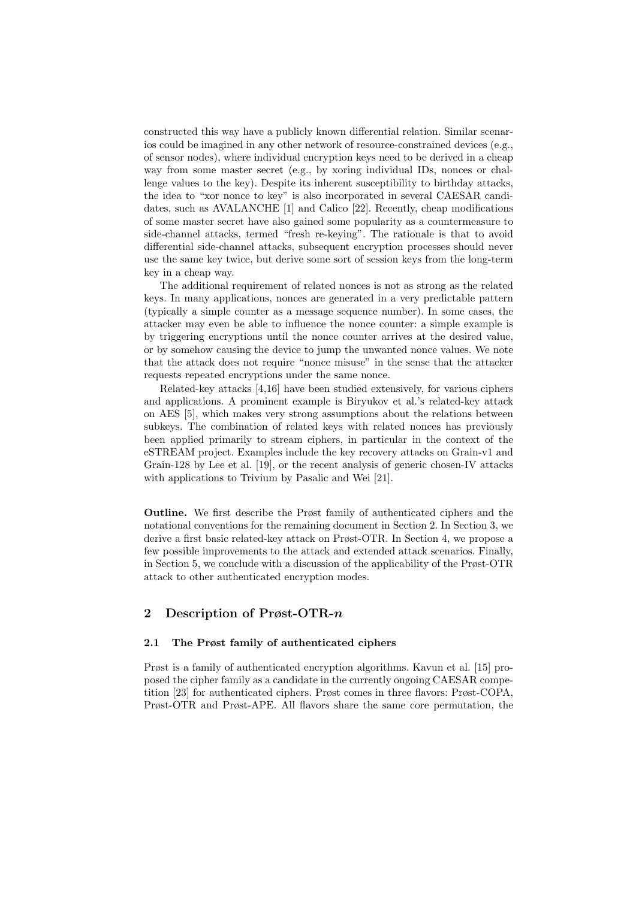constructed this way have a publicly known differential relation. Similar scenarios could be imagined in any other network of resource-constrained devices (e.g., of sensor nodes), where individual encryption keys need to be derived in a cheap way from some master secret (e.g., by xoring individual IDs, nonces or challenge values to the key). Despite its inherent susceptibility to birthday attacks, the idea to "xor nonce to key" is also incorporated in several CAESAR candidates, such as AVALANCHE [1] and Calico [22]. Recently, cheap modifications of some master secret have also gained some popularity as a countermeasure to side-channel attacks, termed "fresh re-keying". The rationale is that to avoid differential side-channel attacks, subsequent encryption processes should never use the same key twice, but derive some sort of session keys from the long-term key in a cheap way.

The additional requirement of related nonces is not as strong as the related keys. In many applications, nonces are generated in a very predictable pattern (typically a simple counter as a message sequence number). In some cases, the attacker may even be able to influence the nonce counter: a simple example is by triggering encryptions until the nonce counter arrives at the desired value, or by somehow causing the device to jump the unwanted nonce values. We note that the attack does not require "nonce misuse" in the sense that the attacker requests repeated encryptions under the same nonce.

Related-key attacks [4,16] have been studied extensively, for various ciphers and applications. A prominent example is Biryukov et al.'s related-key attack on AES [5], which makes very strong assumptions about the relations between subkeys. The combination of related keys with related nonces has previously been applied primarily to stream ciphers, in particular in the context of the eSTREAM project. Examples include the key recovery attacks on Grain-v1 and Grain-128 by Lee et al. [19], or the recent analysis of generic chosen-IV attacks with applications to Trivium by Pasalic and Wei [21].

**Outline.** We first describe the Prøst family of authenticated ciphers and the notational conventions for the remaining document in Section 2. In Section 3, we derive a first basic related-key attack on Prøst-OTR. In Section 4, we propose a few possible improvements to the attack and extended attack scenarios. Finally, in Section 5, we conclude with a discussion of the applicability of the Prøst-OTR attack to other authenticated encryption modes.

## 2 Description of Prøst-OTR-$n$

### 2.1 The Prøst family of authenticated ciphers

Prøst is a family of authenticated encryption algorithms. Kavun et al. [15] proposed the cipher family as a candidate in the currently ongoing CAESAR competition [23] for authenticated ciphers. Prøst comes in three flavors: Prøst-COPA, Prøst-OTR and Prøst-APE. All flavors share the same core permutation, the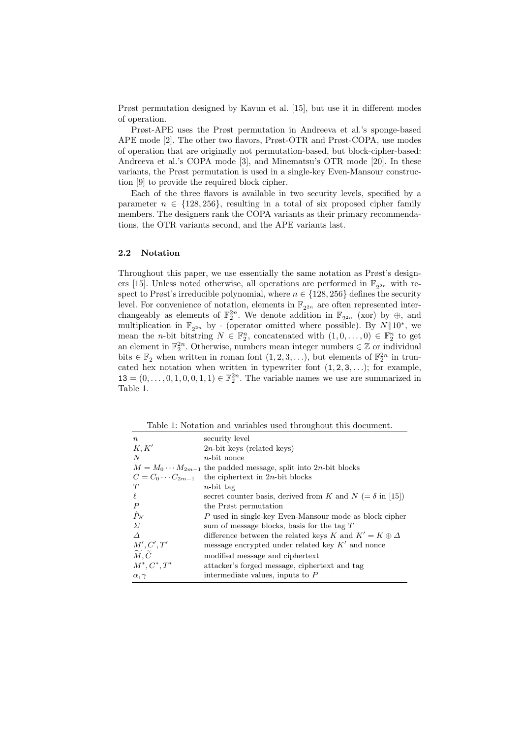Prøst permutation designed by Kavun et al. [15], but use it in different modes of operation.

Prøst-APE uses the Prøst permutation in Andreeva et al.'s sponge-based APE mode [2]. The other two flavors, Prøst-OTR and Prøst-COPA, use modes of operation that are originally not permutation-based, but block-cipher-based: Andreeva et al.'s COPA mode [3], and Minematsu's OTR mode [20]. In these variants, the Prøst permutation is used in a single-key Even-Mansour construction [9] to provide the required block cipher.

Each of the three flavors is available in two security levels, specified by a parameter $n \in \{128, 256\}$, resulting in a total of six proposed cipher family members. The designers rank the COPA variants as their primary recommendations, the OTR variants second, and the APE variants last.

### 2.2 Notation

Throughout this paper, we use essentially the same notation as Prøst's designers [15]. Unless noted otherwise, all operations are performed in $\mathbb{F}_{2^{2n}}$ with respect to Prøst's irreducible polynomial, where $n \in \{128, 256\}$ defines the security level. For convenience of notation, elements in $\mathbb{F}_{2^{2n}}$ are often represented interchangeably as elements of $\mathbb{F}_2^{2n}$. We denote addition in $\mathbb{F}_{2^{2n}}$ (xor) by $\oplus$, and multiplication in $\mathbb{F}_{2^{2n}}$ by $\cdot$ (operator omitted where possible). By $N\|10^*$, we mean the $n$-bit bitstring $N \in \mathbb{F}_2^n$, concatenated with $(1, 0, \ldots, 0) \in \mathbb{F}_2^n$ to get an element in $\mathbb{F}_2^{2n}$. Otherwise, numbers mean integer numbers $\in \mathbb{Z}$ or individual bits $\in \mathbb{F}_2$ when written in roman font $(1, 2, 3, \ldots)$, but elements of $\mathbb{F}_2^{2n}$ in truncated hex notation when written in typewriter font $(\mathtt{1}, \mathtt{2}, \mathtt{3}, \ldots)$; for example, $\mathtt{13} = (0, \ldots, 0, 1, 0, 0, 1, 1) \in \mathbb{F}_2^{2n}$. The variable names we use are summarized in Table 1.

Table 1: Notation and variables used throughout this document.

| | |
|---|---|
| $n$ | security level |
| $K, K'$ | $2n$-bit keys (related keys) |
| $N$ | $n$-bit nonce |
| $M = M_0 \cdots M_{2m-1}$ | the padded message, split into $2n$-bit blocks |
| $C = C_0 \cdots C_{2m-1}$ | the ciphertext in $2n$-bit blocks |
| $T$ | $n$-bit tag |
| $\ell$ | secret counter basis, derived from $K$ and $N$ ($= \delta$ in [15]) |
| $P$ | the Prøst permutation |
| $\tilde{P}_K$ | $P$ used in single-key Even-Mansour mode as block cipher |
| $\Sigma$ | sum of message blocks, basis for the tag $T$ |
| $\Delta$ | difference between the related keys $K$ and $K' = K \oplus \Delta$ |
| $M', C', T'$ | message encrypted under related key $K'$ and nonce |
| $\widetilde{M}, \widetilde{C}$ | modified message and ciphertext |
| $M^*, C^*, T^*$ | attacker's forged message, ciphertext and tag |
| $\alpha, \gamma$ | intermediate values, inputs to $P$ |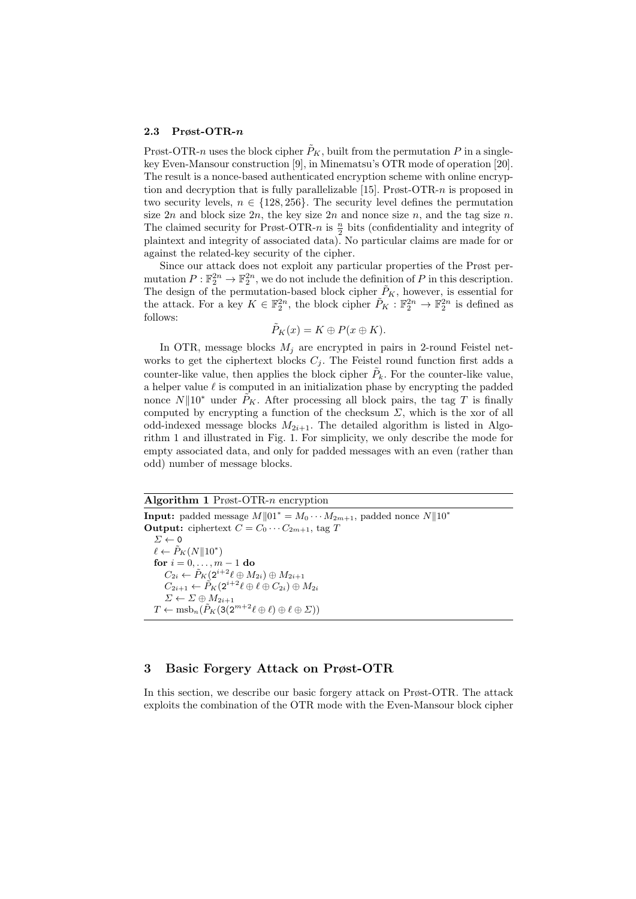### 2.3 Prøst-OTR-$n$

Prøst-OTR-$n$ uses the block cipher $\tilde{P}_K$, built from the permutation $P$ in a single-key Even-Mansour construction [9], in Minematsu's OTR mode of operation [20]. The result is a nonce-based authenticated encryption scheme with online encryption and decryption that is fully parallelizable [15]. Prøst-OTR-$n$ is proposed in two security levels, $n \in \{128, 256\}$. The security level defines the permutation size $2n$ and block size $2n$, the key size $2n$ and nonce size $n$, and the tag size $n$. The claimed security for Prøst-OTR-$n$ is $\frac{n}{2}$ bits (confidentiality and integrity of plaintext and integrity of associated data). No particular claims are made for or against the related-key security of the cipher.

Since our attack does not exploit any particular properties of the Prøst permutation $P : \mathbb{F}_2^{2n} \to \mathbb{F}_2^{2n}$, we do not include the definition of $P$ in this description. The design of the permutation-based block cipher $\tilde{P}_K$, however, is essential for the attack. For a key $K \in \mathbb{F}_2^{2n}$, the block cipher $\tilde{P}_K : \mathbb{F}_2^{2n} \to \mathbb{F}_2^{2n}$ is defined as follows:

$$\tilde{P}_K(x) = K \oplus P(x \oplus K).$$

In OTR, message blocks $M_j$ are encrypted in pairs in 2-round Feistel networks to get the ciphertext blocks $C_j$. The Feistel round function first adds a counter-like value, then applies the block cipher $\tilde{P}_k$. For the counter-like value, a helper value $\ell$ is computed in an initialization phase by encrypting the padded nonce $N\|10^*$ under $\tilde{P}_K$. After processing all block pairs, the tag $T$ is finally computed by encrypting a function of the checksum $\Sigma$, which is the xor of all odd-indexed message blocks $M_{2i+1}$. The detailed algorithm is listed in Algorithm 1 and illustrated in Fig. 1. For simplicity, we only describe the mode for empty associated data, and only for padded messages with an even (rather than odd) number of message blocks.

**Algorithm 1** Prøst-OTR-$n$ encryption

**Input:** padded message $M\|01^* = M_0 \cdots M_{2m+1}$, padded nonce $N\|10^*$
**Output:** ciphertext $C = C_0 \cdots C_{2m+1}$, tag $T$

```
Σ ← 0
ℓ ← P̃_K(N‖10*)
for i = 0, ..., m − 1 do
    C_{2i} ← P̃_K(2^{i+2}ℓ ⊕ M_{2i}) ⊕ M_{2i+1}
    C_{2i+1} ← P̃_K(2^{i+2}ℓ ⊕ ℓ ⊕ C_{2i}) ⊕ M_{2i}
    Σ ← Σ ⊕ M_{2i+1}
T ← msb_n(P̃_K(3(2^{m+2}ℓ ⊕ ℓ) ⊕ ℓ ⊕ Σ))
```

## 3 Basic Forgery Attack on Prøst-OTR

In this section, we describe our basic forgery attack on Prøst-OTR. The attack exploits the combination of the OTR mode with the Even-Mansour block cipher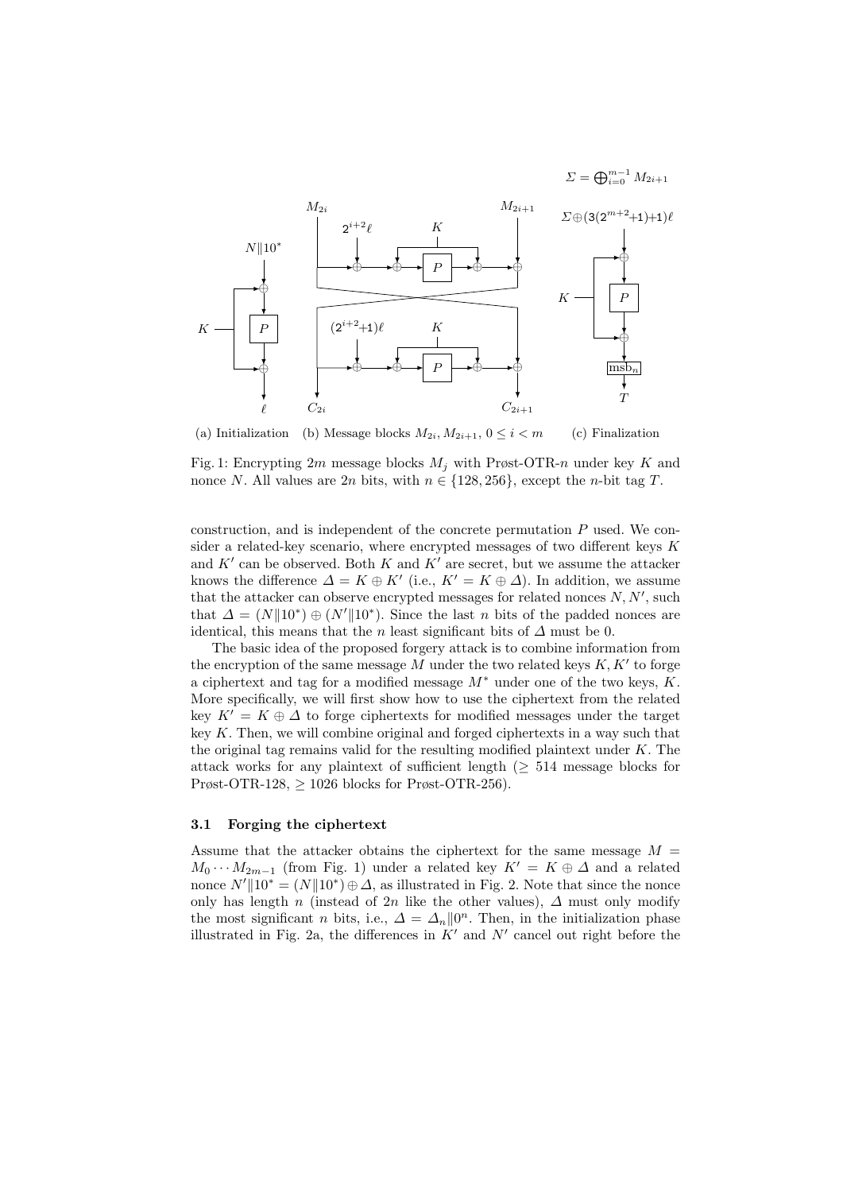Fig. 1: Encrypting $2m$ message blocks $M_j$ with Prøst-OTR-$n$ under key $K$ and nonce $N$. All values are $2n$ bits, with $n \in \{128, 256\}$, except the $n$-bit tag $T$.

construction, and is independent of the concrete permutation $P$ used. We consider a related-key scenario, where encrypted messages of two different keys $K$ and $K'$ can be observed. Both $K$ and $K'$ are secret, but we assume the attacker knows the difference $\Delta = K \oplus K'$ (i.e., $K' = K \oplus \Delta$). In addition, we assume that the attacker can observe encrypted messages for related nonces $N, N'$, such that $\Delta = (N\|10^*) \oplus (N'\|10^*)$. Since the last $n$ bits of the padded nonces are identical, this means that the $n$ least significant bits of $\Delta$ must be 0.

The basic idea of the proposed forgery attack is to combine information from the encryption of the same message $M$ under the two related keys $K, K'$ to forge a ciphertext and tag for a modified message $M^*$ under one of the two keys, $K$. More specifically, we will first show how to use the ciphertext from the related key $K' = K \oplus \Delta$ to forge ciphertexts for modified messages under the target key $K$. Then, we will combine original and forged ciphertexts in a way such that the original tag remains valid for the resulting modified plaintext under $K$. The attack works for any plaintext of sufficient length ($\geq 514$ message blocks for Prøst-OTR-128, $\geq 1026$ blocks for Prøst-OTR-256).

### 3.1 Forging the ciphertext

Assume that the attacker obtains the ciphertext for the same message $M = M_0 \cdots M_{2m-1}$ (from Fig. 1) under a related key $K' = K \oplus \Delta$ and a related nonce $N'\|10^* = (N\|10^*) \oplus \Delta$, as illustrated in Fig. 2. Note that since the nonce only has length $n$ (instead of $2n$ like the other values), $\Delta$ must only modify the most significant $n$ bits, i.e., $\Delta = \Delta_n\|0^n$. Then, in the initialization phase illustrated in Fig. 2a, the differences in $K'$ and $N'$ cancel out right before the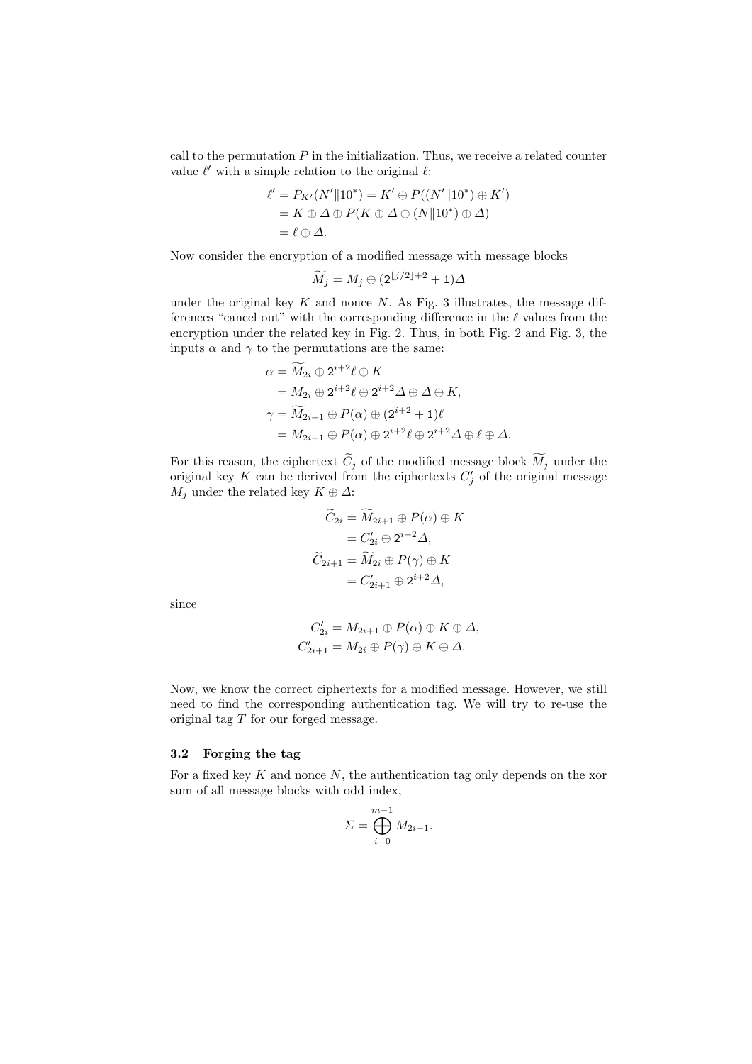call to the permutation $P$ in the initialization. Thus, we receive a related counter value $\ell'$ with a simple relation to the original $\ell$:

$$\begin{aligned}
\ell' = P_{K'}(N'\|10^*) &= K' \oplus P((N'\|10^*) \oplus K') \\
&= K \oplus \Delta \oplus P(K \oplus \Delta \oplus (N\|10^*) \oplus \Delta) \\
&= \ell \oplus \Delta.
\end{aligned}$$

Now consider the encryption of a modified message with message blocks

$$\widetilde{M}_j = M_j \oplus (2^{\lfloor j/2 \rfloor + 2} + 1)\Delta$$

under the original key $K$ and nonce $N$. As Fig. 3 illustrates, the message differences "cancel out" with the corresponding difference in the $\ell$ values from the encryption under the related key in Fig. 2. Thus, in both Fig. 2 and Fig. 3, the inputs $\alpha$ and $\gamma$ to the permutations are the same:

$$\begin{aligned}
\alpha &= \widetilde{M}_{2i} \oplus 2^{i+2}\ell \oplus K \\
&= M_{2i} \oplus 2^{i+2}\ell \oplus 2^{i+2}\Delta \oplus \Delta \oplus K, \\
\gamma &= \widetilde{M}_{2i+1} \oplus P(\alpha) \oplus (2^{i+2} + 1)\ell \\
&= M_{2i+1} \oplus P(\alpha) \oplus 2^{i+2}\ell \oplus 2^{i+2}\Delta \oplus \ell \oplus \Delta.
\end{aligned}$$

For this reason, the ciphertext $\widetilde{C}_j$ of the modified message block $\widetilde{M}_j$ under the original key $K$ can be derived from the ciphertexts $C'_j$ of the original message $M_j$ under the related key $K \oplus \Delta$:

$$\begin{aligned}
\widetilde{C}_{2i} &= \widetilde{M}_{2i+1} \oplus P(\alpha) \oplus K \\
&= C'_{2i} \oplus 2^{i+2}\Delta, \\
\widetilde{C}_{2i+1} &= \widetilde{M}_{2i} \oplus P(\gamma) \oplus K \\
&= C'_{2i+1} \oplus 2^{i+2}\Delta,
\end{aligned}$$

since

$$\begin{aligned}
C'_{2i} &= M_{2i+1} \oplus P(\alpha) \oplus K \oplus \Delta, \\
C'_{2i+1} &= M_{2i} \oplus P(\gamma) \oplus K \oplus \Delta.
\end{aligned}$$

Now, we know the correct ciphertexts for a modified message. However, we still need to find the corresponding authentication tag. We will try to re-use the original tag $T$ for our forged message.

### 3.2 Forging the tag

For a fixed key $K$ and nonce $N$, the authentication tag only depends on the xor sum of all message blocks with odd index,

$$\Sigma = \bigoplus_{i=0}^{m-1} M_{2i+1}.$$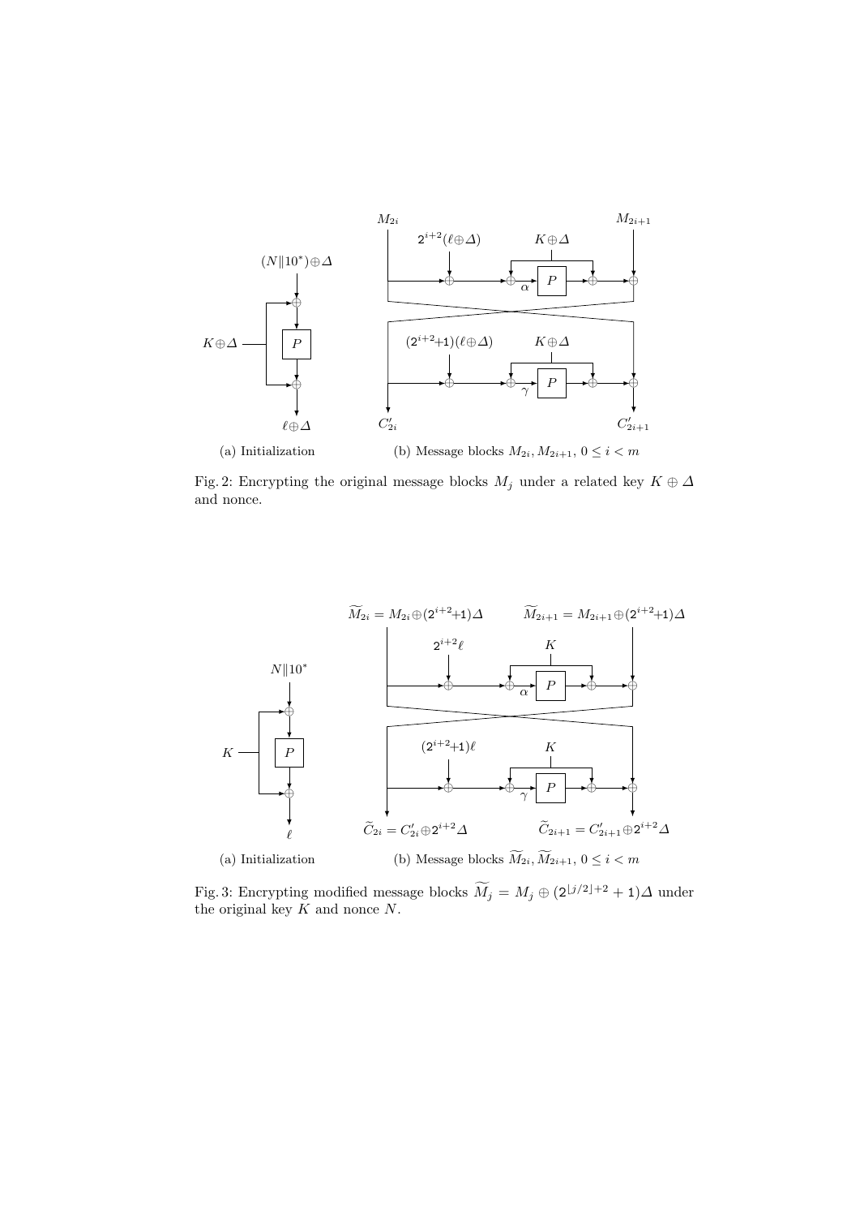(a) Initialization

(b) Message blocks $M_{2i}, M_{2i+1}$, $0 \leq i < m$

Fig. 2: Encrypting the original message blocks $M_j$ under a related key $K \oplus \Delta$ and nonce.

(a) Initialization

(b) Message blocks $\widetilde{M}_{2i}, \widetilde{M}_{2i+1}$, $0 \leq i < m$

Fig. 3: Encrypting modified message blocks $\widetilde{M}_j = M_j \oplus (2^{\lfloor j/2 \rfloor + 2} + 1)\Delta$ under the original key $K$ and nonce $N$.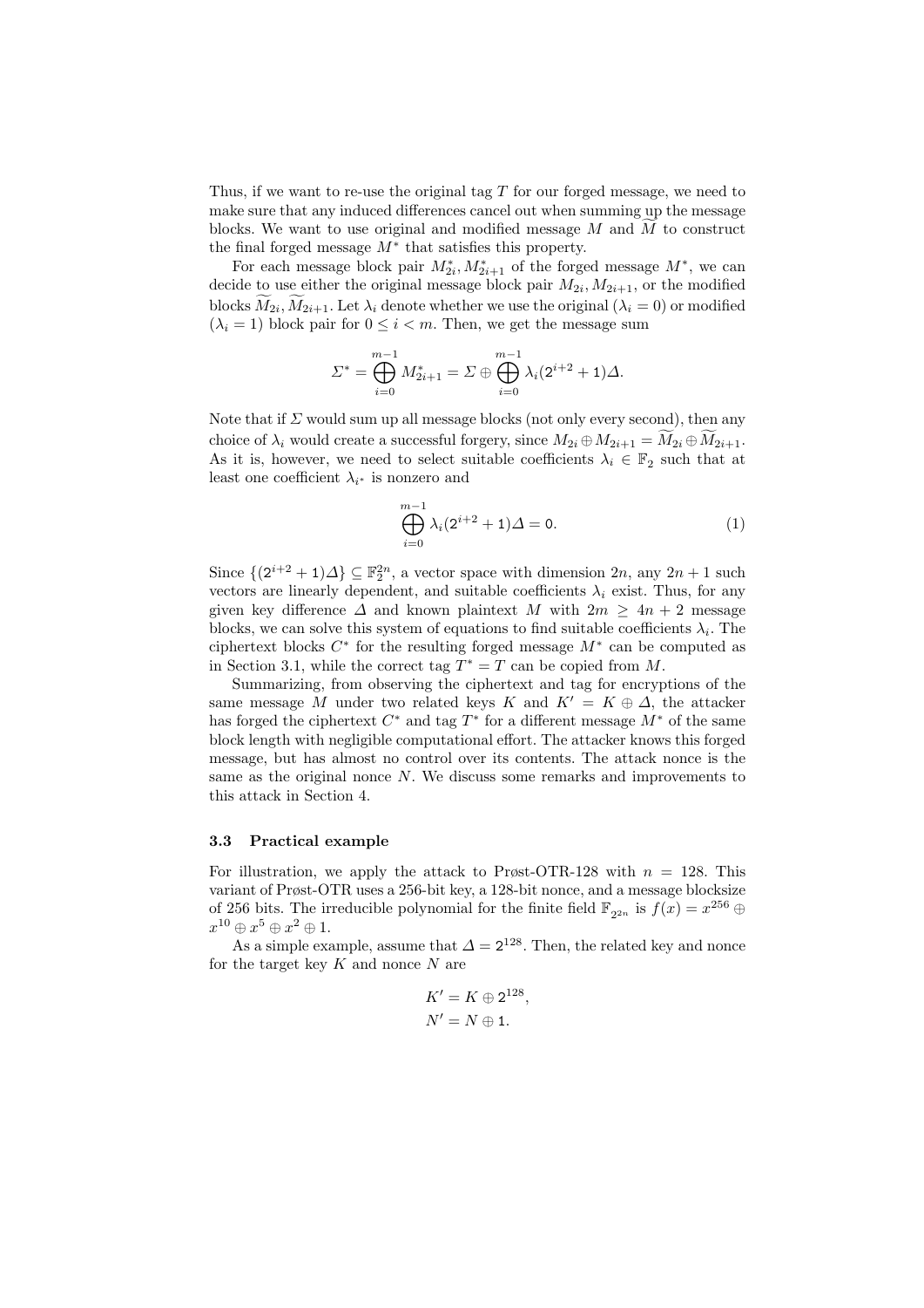Thus, if we want to re-use the original tag $T$ for our forged message, we need to make sure that any induced differences cancel out when summing up the message blocks. We want to use original and modified message $M$ and $\widetilde{M}$ to construct the final forged message $M^*$ that satisfies this property.

For each message block pair $M^*_{2i}, M^*_{2i+1}$ of the forged message $M^*$, we can decide to use either the original message block pair $M_{2i}, M_{2i+1}$, or the modified blocks $\widetilde{M}_{2i}, \widetilde{M}_{2i+1}$. Let $\lambda_i$ denote whether we use the original ($\lambda_i = 0$) or modified ($\lambda_i = 1$) block pair for $0 \leq i < m$. Then, we get the message sum

$$\Sigma^* = \bigoplus_{i=0}^{m-1} M^*_{2i+1} = \Sigma \oplus \bigoplus_{i=0}^{m-1} \lambda_i (\mathsf{2}^{i+2} + \mathsf{1})\Delta.$$

Note that if $\Sigma$ would sum up all message blocks (not only every second), then any choice of $\lambda_i$ would create a successful forgery, since $M_{2i} \oplus M_{2i+1} = \widetilde{M}_{2i} \oplus \widetilde{M}_{2i+1}$. As it is, however, we need to select suitable coefficients $\lambda_i \in \mathbb{F}_2$ such that at least one coefficient $\lambda_{i^*}$ is nonzero and

$$\bigoplus_{i=0}^{m-1} \lambda_i (\mathsf{2}^{i+2} + \mathsf{1})\Delta = \mathsf{0}. \tag{1}$$

Since $\{(\mathsf{2}^{i+2} + \mathsf{1})\Delta\} \subseteq \mathbb{F}_2^{2n}$, a vector space with dimension $2n$, any $2n+1$ such vectors are linearly dependent, and suitable coefficients $\lambda_i$ exist. Thus, for any given key difference $\Delta$ and known plaintext $M$ with $2m \geq 4n+2$ message blocks, we can solve this system of equations to find suitable coefficients $\lambda_i$. The ciphertext blocks $C^*$ for the resulting forged message $M^*$ can be computed as in Section 3.1, while the correct tag $T^* = T$ can be copied from $M$.

Summarizing, from observing the ciphertext and tag for encryptions of the same message $M$ under two related keys $K$ and $K' = K \oplus \Delta$, the attacker has forged the ciphertext $C^*$ and tag $T^*$ for a different message $M^*$ of the same block length with negligible computational effort. The attacker knows this forged message, but has almost no control over its contents. The attack nonce is the same as the original nonce $N$. We discuss some remarks and improvements to this attack in Section 4.

### 3.3 Practical example

For illustration, we apply the attack to Prøst-OTR-128 with $n = 128$. This variant of Prøst-OTR uses a 256-bit key, a 128-bit nonce, and a message blocksize of 256 bits. The irreducible polynomial for the finite field $\mathbb{F}_{2^{2n}}$ is $f(x) = x^{256} \oplus x^{10} \oplus x^5 \oplus x^2 \oplus 1$.

As a simple example, assume that $\Delta = \mathsf{2}^{128}$. Then, the related key and nonce for the target key $K$ and nonce $N$ are

$$K' = K \oplus \mathsf{2}^{128},$$
$$N' = N \oplus \mathsf{1}.$$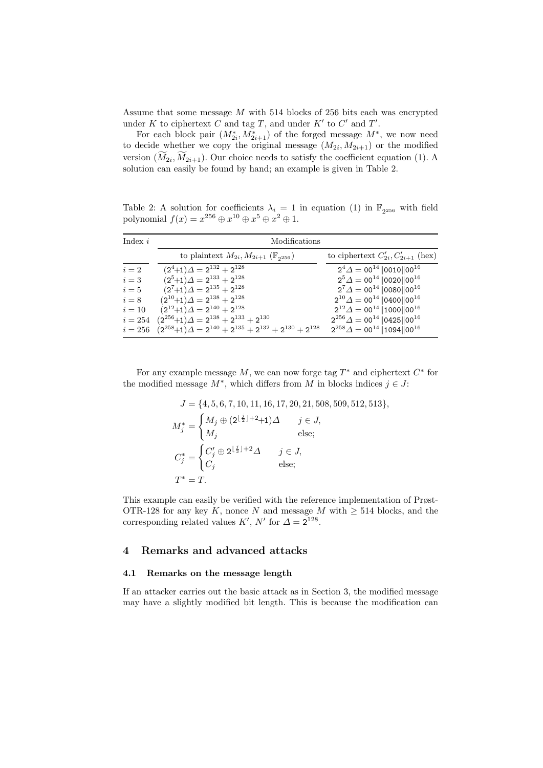Assume that some message $M$ with 514 blocks of 256 bits each was encrypted under $K$ to ciphertext $C$ and tag $T$, and under $K'$ to $C'$ and $T'$.

For each block pair $(M^*_{2i}, M^*_{2i+1})$ of the forged message $M^*$, we now need to decide whether we copy the original message $(M_{2i}, M_{2i+1})$ or the modified version $(\widetilde{M}_{2i}, \widetilde{M}_{2i+1})$. Our choice needs to satisfy the coefficient equation (1). A solution can easily be found by hand; an example is given in Table 2.

Table 2: A solution for coefficients $\lambda_i = 1$ in equation (1) in $\mathbb{F}_{2^{256}}$ with field polynomial $f(x) = x^{256} \oplus x^{10} \oplus x^5 \oplus x^2 \oplus 1$.

| Index $i$ | Modifications | |
|---|---|---|
| | to plaintext $M_{2i}, M_{2i+1}$ ($\mathbb{F}_{2^{256}}$) | to ciphertext $C'_{2i}, C'_{2i+1}$ (hex) |
| $i = 2$ | $(2^4{+}1)\Delta = 2^{132} + 2^{128}$ | $2^4\Delta = 00^{14}\|0010\|00^{16}$ |
| $i = 3$ | $(2^5{+}1)\Delta = 2^{133} + 2^{128}$ | $2^5\Delta = 00^{14}\|0020\|00^{16}$ |
| $i = 5$ | $(2^7{+}1)\Delta = 2^{135} + 2^{128}$ | $2^7\Delta = 00^{14}\|0080\|00^{16}$ |
| $i = 8$ | $(2^{10}{+}1)\Delta = 2^{138} + 2^{128}$ | $2^{10}\Delta = 00^{14}\|0400\|00^{16}$ |
| $i = 10$ | $(2^{12}{+}1)\Delta = 2^{140} + 2^{128}$ | $2^{12}\Delta = 00^{14}\|1000\|00^{16}$ |
| $i = 254$ | $(2^{256}{+}1)\Delta = 2^{138} + 2^{133} + 2^{130}$ | $2^{256}\Delta = 00^{14}\|0425\|00^{16}$ |
| $i = 256$ | $(2^{258}{+}1)\Delta = 2^{140} + 2^{135} + 2^{132} + 2^{130} + 2^{128}$ | $2^{258}\Delta = 00^{14}\|1094\|00^{16}$ |

For any example message $M$, we can now forge tag $T^*$ and ciphertext $C^*$ for the modified message $M^*$, which differs from $M$ in blocks indices $j \in J$:

$$J = \{4, 5, 6, 7, 10, 11, 16, 17, 20, 21, 508, 509, 512, 513\},$$

$$M^*_j = \begin{cases} M_j \oplus (2^{\lfloor \frac{j}{2} \rfloor + 2}{+}1)\Delta & j \in J, \\ M_j & \text{else}; \end{cases}$$

$$C^*_j = \begin{cases} C'_j \oplus 2^{\lfloor \frac{j}{2} \rfloor + 2}\Delta & j \in J, \\ C_j & \text{else}; \end{cases}$$

$$T^* = T.$$

This example can easily be verified with the reference implementation of Prøst-OTR-128 for any key $K$, nonce $N$ and message $M$ with $\geq 514$ blocks, and the corresponding related values $K'$, $N'$ for $\Delta = 2^{128}$.

## 4 Remarks and advanced attacks

### 4.1 Remarks on the message length

If an attacker carries out the basic attack as in Section 3, the modified message may have a slightly modified bit length. This is because the modification can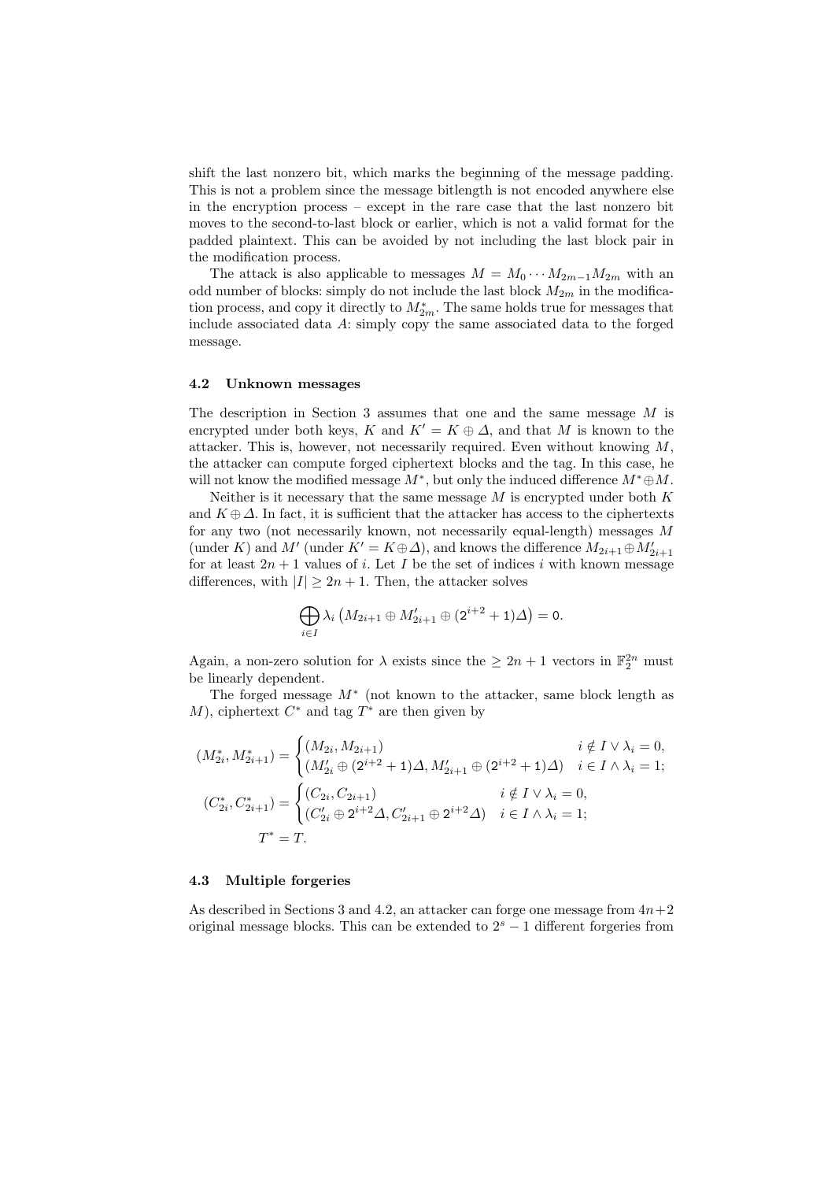shift the last nonzero bit, which marks the beginning of the message padding. This is not a problem since the message bitlength is not encoded anywhere else in the encryption process – except in the rare case that the last nonzero bit moves to the second-to-last block or earlier, which is not a valid format for the padded plaintext. This can be avoided by not including the last block pair in the modification process.

The attack is also applicable to messages $M = M_0 \cdots M_{2m-1} M_{2m}$ with an odd number of blocks: simply do not include the last block $M_{2m}$ in the modification process, and copy it directly to $M^*_{2m}$. The same holds true for messages that include associated data $A$: simply copy the same associated data to the forged message.

### 4.2 Unknown messages

The description in Section 3 assumes that one and the same message $M$ is encrypted under both keys, $K$ and $K' = K \oplus \Delta$, and that $M$ is known to the attacker. This is, however, not necessarily required. Even without knowing $M$, the attacker can compute forged ciphertext blocks and the tag. In this case, he will not know the modified message $M^*$, but only the induced difference $M^* \oplus M$.

Neither is it necessary that the same message $M$ is encrypted under both $K$ and $K \oplus \Delta$. In fact, it is sufficient that the attacker has access to the ciphertexts for any two (not necessarily known, not necessarily equal-length) messages $M$ (under $K$) and $M'$ (under $K' = K \oplus \Delta$), and knows the difference $M_{2i+1} \oplus M'_{2i+1}$ for at least $2n+1$ values of $i$. Let $I$ be the set of indices $i$ with known message differences, with $|I| \geq 2n+1$. Then, the attacker solves

$$\bigoplus_{i \in I} \lambda_i \left( M_{2i+1} \oplus M'_{2i+1} \oplus (2^{i+2} + 1)\Delta \right) = 0.$$

Again, a non-zero solution for $\lambda$ exists since the $\geq 2n+1$ vectors in $\mathbb{F}_2^{2n}$ must be linearly dependent.

The forged message $M^*$ (not known to the attacker, same block length as $M$), ciphertext $C^*$ and tag $T^*$ are then given by

$$(M^*_{2i}, M^*_{2i+1}) = \begin{cases} (M_{2i}, M_{2i+1}) & i \notin I \vee \lambda_i = 0, \\ (M'_{2i} \oplus (2^{i+2}+1)\Delta, M'_{2i+1} \oplus (2^{i+2}+1)\Delta) & i \in I \wedge \lambda_i = 1; \end{cases}$$

$$(C^*_{2i}, C^*_{2i+1}) = \begin{cases} (C_{2i}, C_{2i+1}) & i \notin I \vee \lambda_i = 0, \\ (C'_{2i} \oplus 2^{i+2}\Delta, C'_{2i+1} \oplus 2^{i+2}\Delta) & i \in I \wedge \lambda_i = 1; \end{cases}$$

$$T^* = T.$$

### 4.3 Multiple forgeries

As described in Sections 3 and 4.2, an attacker can forge one message from $4n+2$ original message blocks. This can be extended to $2^s - 1$ different forgeries from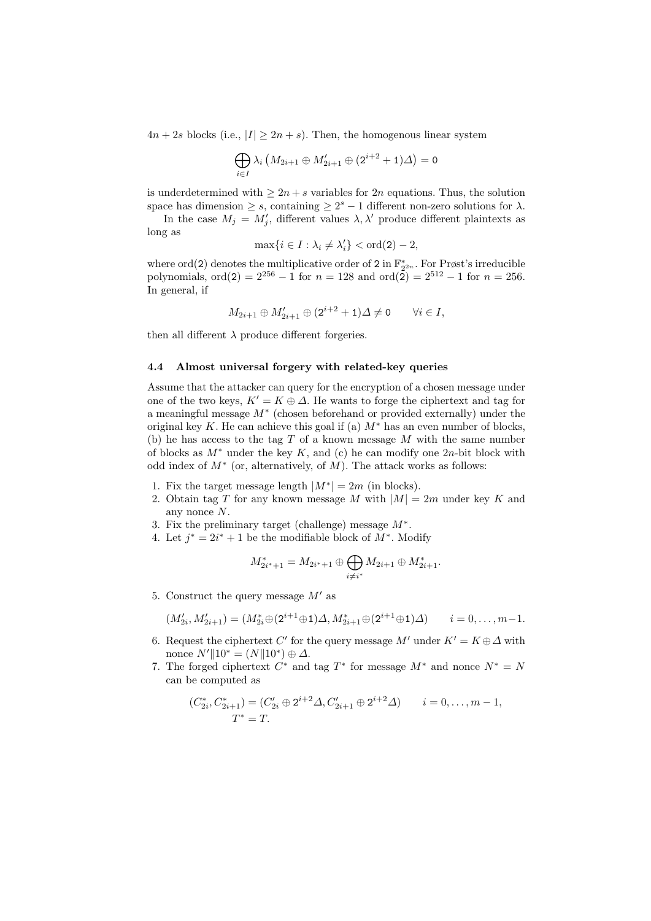$4n + 2s$ blocks (i.e., $|I| \geq 2n + s$). Then, the homogenous linear system

$$\bigoplus_{i \in I} \lambda_i \left( M_{2i+1} \oplus M'_{2i+1} \oplus (2^{i+2} + 1)\Delta \right) = 0$$

is underdetermined with $\geq 2n + s$ variables for $2n$ equations. Thus, the solution space has dimension $\geq s$, containing $\geq 2^s - 1$ different non-zero solutions for $\lambda$.

In the case $M_j = M'_j$, different values $\lambda, \lambda'$ produce different plaintexts as long as

$$\max\{i \in I : \lambda_i \neq \lambda'_i\} < \text{ord}(2) - 2,$$

where $\text{ord}(2)$ denotes the multiplicative order of $2$ in $\mathbb{F}^*_{2^{2n}}$. For Prøst's irreducible polynomials, $\text{ord}(2) = 2^{256} - 1$ for $n = 128$ and $\text{ord}(2) = 2^{512} - 1$ for $n = 256$. In general, if

$$M_{2i+1} \oplus M'_{2i+1} \oplus (2^{i+2} + 1)\Delta \neq 0 \qquad \forall i \in I,$$

then all different $\lambda$ produce different forgeries.

### 4.4 Almost universal forgery with related-key queries

Assume that the attacker can query for the encryption of a chosen message under one of the two keys, $K' = K \oplus \Delta$. He wants to forge the ciphertext and tag for a meaningful message $M^*$ (chosen beforehand or provided externally) under the original key $K$. He can achieve this goal if (a) $M^*$ has an even number of blocks, (b) he has access to the tag $T$ of a known message $M$ with the same number of blocks as $M^*$ under the key $K$, and (c) he can modify one $2n$-bit block with odd index of $M^*$ (or, alternatively, of $M$). The attack works as follows:

1. Fix the target message length $|M^*| = 2m$ (in blocks).
2. Obtain tag $T$ for any known message $M$ with $|M| = 2m$ under key $K$ and any nonce $N$.
3. Fix the preliminary target (challenge) message $M^*$.
4. Let $j^* = 2i^* + 1$ be the modifiable block of $M^*$. Modify

$$M^*_{2i^*+1} = M_{2i^*+1} \oplus \bigoplus_{i \neq i^*} M_{2i+1} \oplus M^*_{2i+1}.$$

5. Construct the query message $M'$ as

$$(M'_{2i}, M'_{2i+1}) = (M^*_{2i} \oplus (2^{i+1} \oplus 1)\Delta, M^*_{2i+1} \oplus (2^{i+1} \oplus 1)\Delta) \qquad i = 0, \ldots, m-1.$$

6. Request the ciphertext $C'$ for the query message $M'$ under $K' = K \oplus \Delta$ with nonce $N' \| 10^* = (N \| 10^*) \oplus \Delta$.
7. The forged ciphertext $C^*$ and tag $T^*$ for message $M^*$ and nonce $N^* = N$ can be computed as

$$\begin{aligned} (C^*_{2i}, C^*_{2i+1}) &= (C'_{2i} \oplus 2^{i+2}\Delta, C'_{2i+1} \oplus 2^{i+2}\Delta) \qquad i = 0, \ldots, m-1, \\ T^* &= T. \end{aligned}$$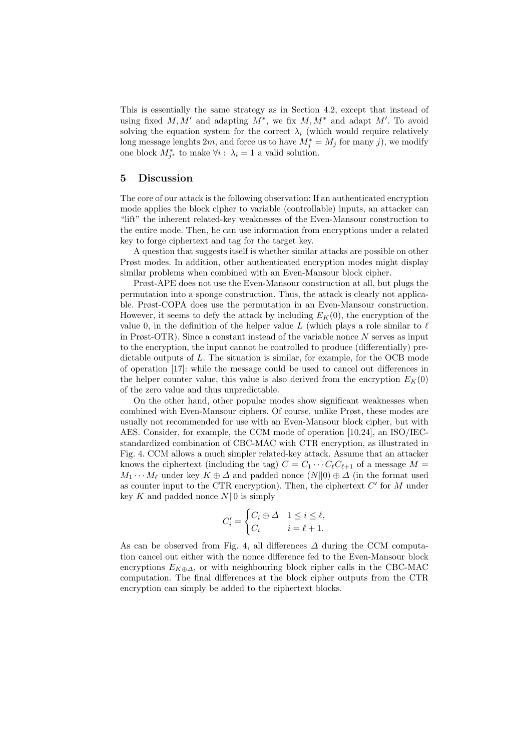This is essentially the same strategy as in Section 4.2, except that instead of using fixed $M, M'$ and adapting $M^*$, we fix $M, M^*$ and adapt $M'$. To avoid solving the equation system for the correct $\lambda_i$ (which would require relatively long message lenghts $2m$, and force us to have $M^*_j = M_j$ for many $j$), we modify one block $M^*_{j^*}$ to make $\forall i: \lambda_i = 1$ a valid solution.

## 5 Discussion

The core of our attack is the following observation: If an authenticated encryption mode applies the block cipher to variable (controllable) inputs, an attacker can "lift" the inherent related-key weaknesses of the Even-Mansour construction to the entire mode. Then, he can use information from encryptions under a related key to forge ciphertext and tag for the target key.

A question that suggests itself is whether similar attacks are possible on other Prøst modes. In addition, other authenticated encryption modes might display similar problems when combined with an Even-Mansour block cipher.

Prøst-APE does not use the Even-Mansour construction at all, but plugs the permutation into a sponge construction. Thus, the attack is clearly not applicable. Prøst-COPA does use the permutation in an Even-Mansour construction. However, it seems to defy the attack by including $E_K(0)$, the encryption of the value 0, in the definition of the helper value $L$ (which plays a role similar to $\ell$ in Prøst-OTR). Since a constant instead of the variable nonce $N$ serves as input to the encryption, the input cannot be controlled to produce (differentially) predictable outputs of $L$. The situation is similar, for example, for the OCB mode of operation [17]: while the message could be used to cancel out differences in the helper counter value, this value is also derived from the encryption $E_K(0)$ of the zero value and thus unpredictable.

On the other hand, other popular modes show significant weaknesses when combined with Even-Mansour ciphers. Of course, unlike Prøst, these modes are usually not recommended for use with an Even-Mansour block cipher, but with AES. Consider, for example, the CCM mode of operation [10,24], an ISO/IEC-standardized combination of CBC-MAC with CTR encryption, as illustrated in Fig. 4. CCM allows a much simpler related-key attack. Assume that an attacker knows the ciphertext (including the tag) $C = C_1 \cdots C_\ell C_{\ell+1}$ of a message $M = M_1 \cdots M_\ell$ under key $K \oplus \Delta$ and padded nonce $(N\|0) \oplus \Delta$ (in the format used as counter input to the CTR encryption). Then, the ciphertext $C'$ for $M$ under key $K$ and padded nonce $N\|0$ is simply

$$C'_i = \begin{cases} C_i \oplus \Delta & 1 \leq i \leq \ell, \\ C_i & i = \ell + 1. \end{cases}$$

As can be observed from Fig. 4, all differences $\Delta$ during the CCM computation cancel out either with the nonce difference fed to the Even-Mansour block encryptions $E_{K\oplus\Delta}$, or with neighbouring block cipher calls in the CBC-MAC computation. The final differences at the block cipher outputs from the CTR encryption can simply be added to the ciphertext blocks.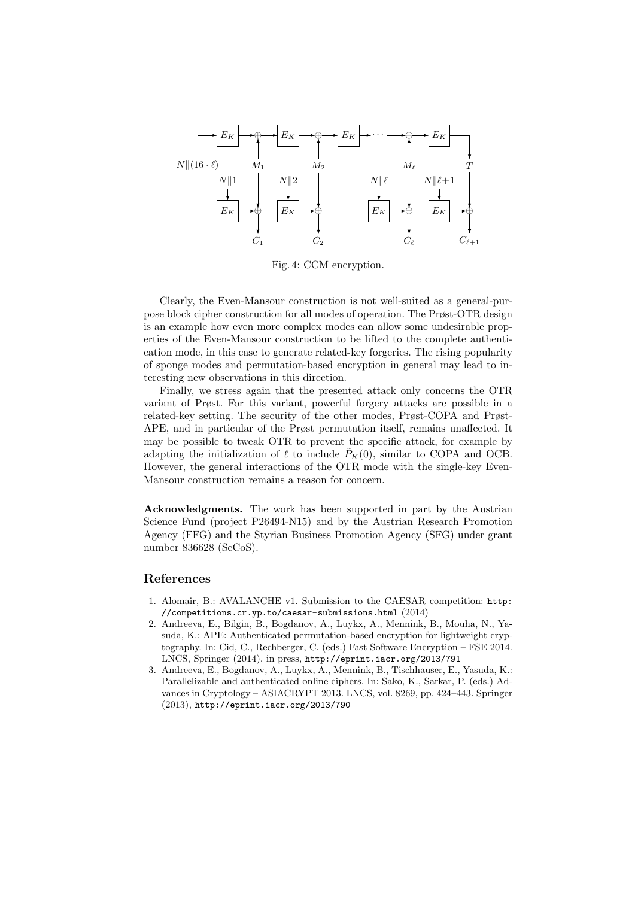Fig. 4: CCM encryption.

Clearly, the Even-Mansour construction is not well-suited as a general-purpose block cipher construction for all modes of operation. The Prøst-OTR design is an example how even more complex modes can allow some undesirable properties of the Even-Mansour construction to be lifted to the complete authentication mode, in this case to generate related-key forgeries. The rising popularity of sponge modes and permutation-based encryption in general may lead to interesting new observations in this direction.

Finally, we stress again that the presented attack only concerns the OTR variant of Prøst. For this variant, powerful forgery attacks are possible in a related-key setting. The security of the other modes, Prøst-COPA and Prøst-APE, and in particular of the Prøst permutation itself, remains unaffected. It may be possible to tweak OTR to prevent the specific attack, for example by adapting the initialization of $\ell$ to include $\tilde{P}_K(0)$, similar to COPA and OCB. However, the general interactions of the OTR mode with the single-key Even-Mansour construction remains a reason for concern.

**Acknowledgments.** The work has been supported in part by the Austrian Science Fund (project P26494-N15) and by the Austrian Research Promotion Agency (FFG) and the Styrian Business Promotion Agency (SFG) under grant number 836628 (SeCoS).

## References

1. Alomair, B.: AVALANCHE v1. Submission to the CAESAR competition: http://competitions.cr.yp.to/caesar-submissions.html (2014)
2. Andreeva, E., Bilgin, B., Bogdanov, A., Luykx, A., Mennink, B., Mouha, N., Yasuda, K.: APE: Authenticated permutation-based encryption for lightweight cryptography. In: Cid, C., Rechberger, C. (eds.) Fast Software Encryption – FSE 2014. LNCS, Springer (2014), in press, http://eprint.iacr.org/2013/791
3. Andreeva, E., Bogdanov, A., Luykx, A., Mennink, B., Tischhauser, E., Yasuda, K.: Parallelizable and authenticated online ciphers. In: Sako, K., Sarkar, P. (eds.) Advances in Cryptology – ASIACRYPT 2013. LNCS, vol. 8269, pp. 424–443. Springer (2013), http://eprint.iacr.org/2013/790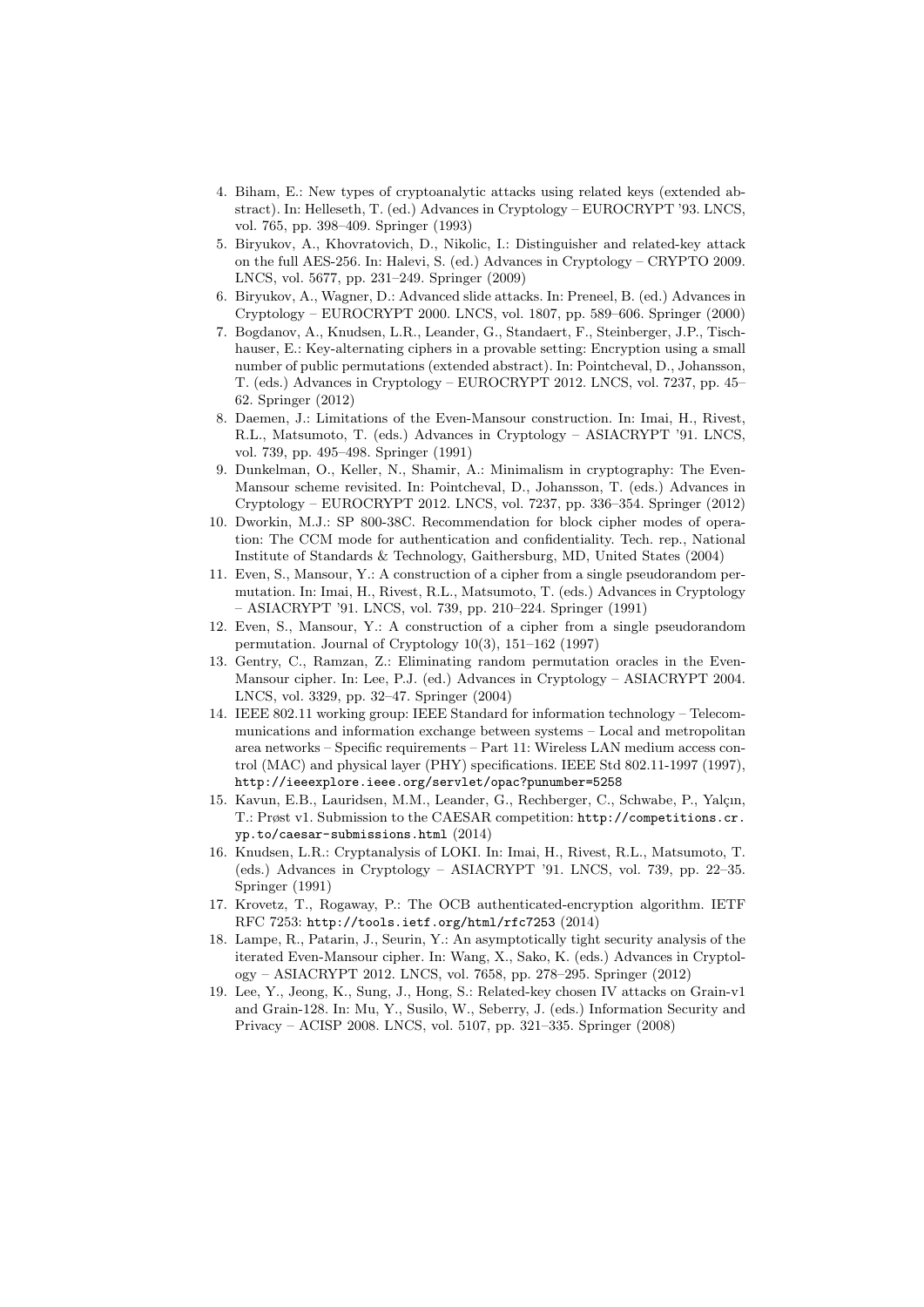4. Biham, E.: New types of cryptoanalytic attacks using related keys (extended abstract). In: Helleseth, T. (ed.) Advances in Cryptology – EUROCRYPT '93. LNCS, vol. 765, pp. 398–409. Springer (1993)
5. Biryukov, A., Khovratovich, D., Nikolic, I.: Distinguisher and related-key attack on the full AES-256. In: Halevi, S. (ed.) Advances in Cryptology – CRYPTO 2009. LNCS, vol. 5677, pp. 231–249. Springer (2009)
6. Biryukov, A., Wagner, D.: Advanced slide attacks. In: Preneel, B. (ed.) Advances in Cryptology – EUROCRYPT 2000. LNCS, vol. 1807, pp. 589–606. Springer (2000)
7. Bogdanov, A., Knudsen, L.R., Leander, G., Standaert, F., Steinberger, J.P., Tischhauser, E.: Key-alternating ciphers in a provable setting: Encryption using a small number of public permutations (extended abstract). In: Pointcheval, D., Johansson, T. (eds.) Advances in Cryptology – EUROCRYPT 2012. LNCS, vol. 7237, pp. 45–62. Springer (2012)
8. Daemen, J.: Limitations of the Even-Mansour construction. In: Imai, H., Rivest, R.L., Matsumoto, T. (eds.) Advances in Cryptology – ASIACRYPT '91. LNCS, vol. 739, pp. 495–498. Springer (1991)
9. Dunkelman, O., Keller, N., Shamir, A.: Minimalism in cryptography: The Even-Mansour scheme revisited. In: Pointcheval, D., Johansson, T. (eds.) Advances in Cryptology – EUROCRYPT 2012. LNCS, vol. 7237, pp. 336–354. Springer (2012)
10. Dworkin, M.J.: SP 800-38C. Recommendation for block cipher modes of operation: The CCM mode for authentication and confidentiality. Tech. rep., National Institute of Standards & Technology, Gaithersburg, MD, United States (2004)
11. Even, S., Mansour, Y.: A construction of a cipher from a single pseudorandom permutation. In: Imai, H., Rivest, R.L., Matsumoto, T. (eds.) Advances in Cryptology – ASIACRYPT '91. LNCS, vol. 739, pp. 210–224. Springer (1991)
12. Even, S., Mansour, Y.: A construction of a cipher from a single pseudorandom permutation. Journal of Cryptology 10(3), 151–162 (1997)
13. Gentry, C., Ramzan, Z.: Eliminating random permutation oracles in the Even-Mansour cipher. In: Lee, P.J. (ed.) Advances in Cryptology – ASIACRYPT 2004. LNCS, vol. 3329, pp. 32–47. Springer (2004)
14. IEEE 802.11 working group: IEEE Standard for information technology – Telecommunications and information exchange between systems – Local and metropolitan area networks – Specific requirements – Part 11: Wireless LAN medium access control (MAC) and physical layer (PHY) specifications. IEEE Std 802.11-1997 (1997), `http://ieeexplore.ieee.org/servlet/opac?punumber=5258`
15. Kavun, E.B., Lauridsen, M.M., Leander, G., Rechberger, C., Schwabe, P., Yalçın, T.: Prøst v1. Submission to the CAESAR competition: `http://competitions.cr.yp.to/caesar-submissions.html` (2014)
16. Knudsen, L.R.: Cryptanalysis of LOKI. In: Imai, H., Rivest, R.L., Matsumoto, T. (eds.) Advances in Cryptology – ASIACRYPT '91. LNCS, vol. 739, pp. 22–35. Springer (1991)
17. Krovetz, T., Rogaway, P.: The OCB authenticated-encryption algorithm. IETF RFC 7253: `http://tools.ietf.org/html/rfc7253` (2014)
18. Lampe, R., Patarin, J., Seurin, Y.: An asymptotically tight security analysis of the iterated Even-Mansour cipher. In: Wang, X., Sako, K. (eds.) Advances in Cryptology – ASIACRYPT 2012. LNCS, vol. 7658, pp. 278–295. Springer (2012)
19. Lee, Y., Jeong, K., Sung, J., Hong, S.: Related-key chosen IV attacks on Grain-v1 and Grain-128. In: Mu, Y., Susilo, W., Seberry, J. (eds.) Information Security and Privacy – ACISP 2008. LNCS, vol. 5107, pp. 321–335. Springer (2008)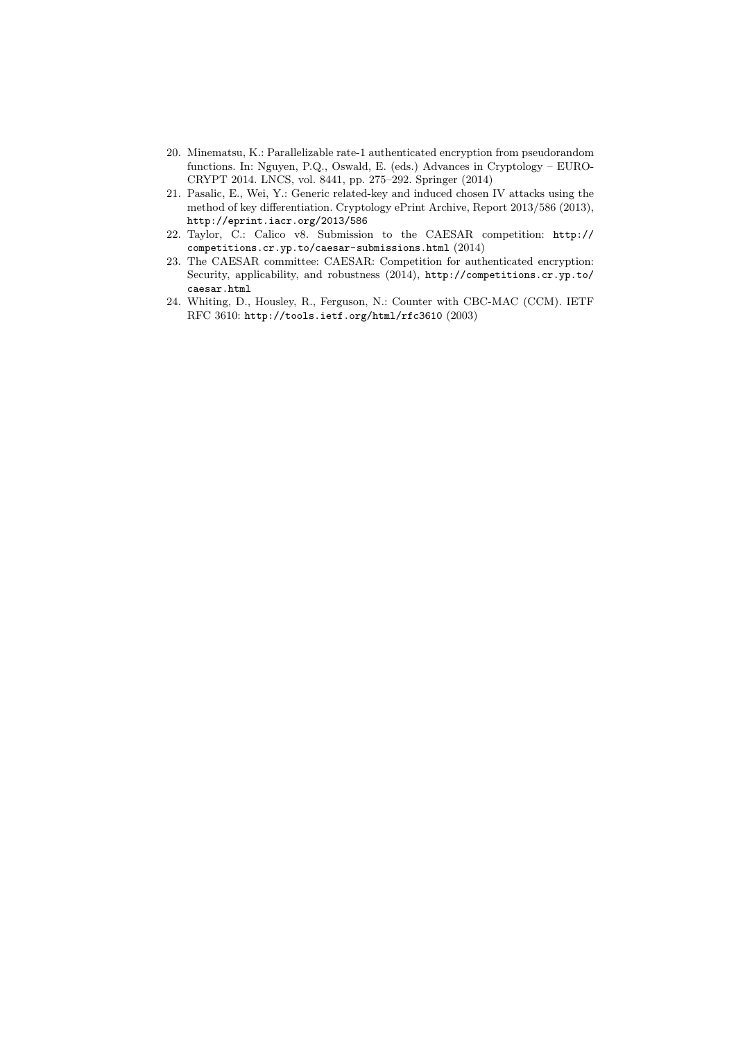20. Minematsu, K.: Parallelizable rate-1 authenticated encryption from pseudorandom functions. In: Nguyen, P.Q., Oswald, E. (eds.) Advances in Cryptology – EUROCRYPT 2014. LNCS, vol. 8441, pp. 275–292. Springer (2014)
21. Pasalic, E., Wei, Y.: Generic related-key and induced chosen IV attacks using the method of key differentiation. Cryptology ePrint Archive, Report 2013/586 (2013), `http://eprint.iacr.org/2013/586`
22. Taylor, C.: Calico v8. Submission to the CAESAR competition: `http://competitions.cr.yp.to/caesar-submissions.html` (2014)
23. The CAESAR committee: CAESAR: Competition for authenticated encryption: Security, applicability, and robustness (2014), `http://competitions.cr.yp.to/caesar.html`
24. Whiting, D., Housley, R., Ferguson, N.: Counter with CBC-MAC (CCM). IETF RFC 3610: `http://tools.ietf.org/html/rfc3610` (2003)